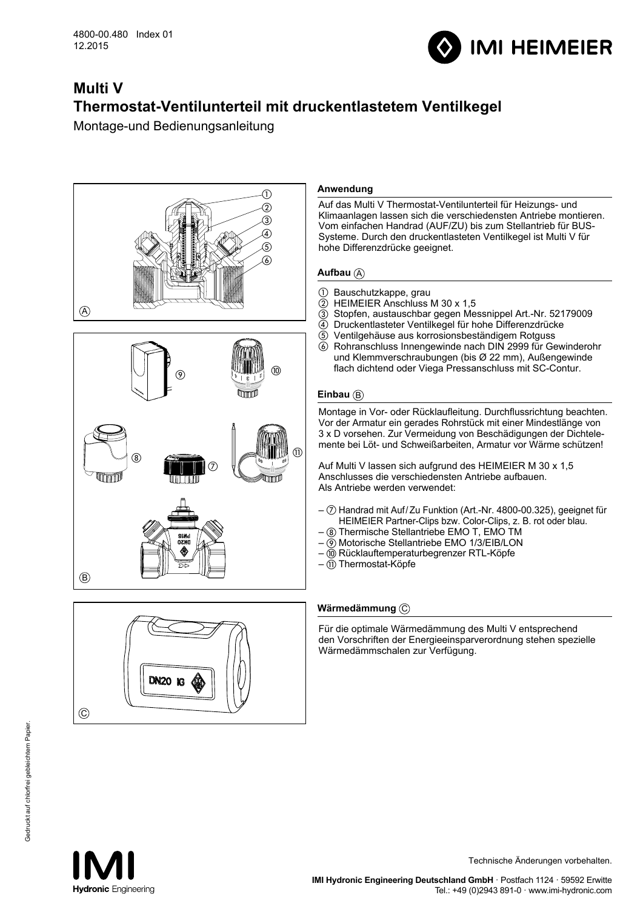4800-00.480 Index 01
12.2015

# Multi V
# Thermostat-Ventilunterteil mit druckentlastetem Ventilkegel

Montage-und Bedienungsanleitung

## Anwendung

Auf das Multi V Thermostat-Ventilunterteil für Heizungs- und Klimaanlagen lassen sich die verschiedensten Antriebe montieren. Vom einfachen Handrad (AUF/ZU) bis zum Stellantrieb für BUS-Systeme. Durch den druckentlasteten Ventilkegel ist Multi V für hohe Differenzdrücke geeignet.

## Aufbau Ⓐ

① Bauschutzkappe, grau
② HEIMEIER Anschluss M 30 x 1,5
③ Stopfen, austauschbar gegen Messnippel Art.-Nr. 52179009
④ Druckentlasteter Ventilkegel für hohe Differenzdrücke
⑤ Ventilgehäuse aus korrosionsbeständigem Rotguss
⑥ Rohranschluss Innengewinde nach DIN 2999 für Gewinderohr und Klemmverschraubungen (bis Ø 22 mm), Außengewinde flach dichtend oder Viega Pressanschluss mit SC-Contur.

## Einbau Ⓑ

Montage in Vor- oder Rücklaufleitung. Durchflussrichtung beachten. Vor der Armatur ein gerades Rohrstück mit einer Mindestlänge von 3 x D vorsehen. Zur Vermeidung von Beschädigungen der Dichtelemente bei Löt- und Schweißarbeiten, Armatur vor Wärme schützen!

Auf Multi V lassen sich aufgrund des HEIMEIER M 30 x 1,5 Anschlusses die verschiedensten Antriebe aufbauen.
Als Antriebe werden verwendet:

- ⑦ Handrad mit Auf/Zu Funktion (Art.-Nr. 4800-00.325), geeignet für HEIMEIER Partner-Clips bzw. Color-Clips, z. B. rot oder blau.
- ⑧ Thermische Stellantriebe EMO T, EMO TM
- ⑨ Motorische Stellantriebe EMO 1/3/EIB/LON
- ⑩ Rücklauftemperaturbegrenzer RTL-Köpfe
- ⑪ Thermostat-Köpfe

## Wärmedämmung Ⓒ

Für die optimale Wärmedämmung des Multi V entsprechend den Vorschriften der Energieeinsparverordnung stehen spezielle Wärmedämmschalen zur Verfügung.

Gedruckt auf chlorfrei gebleichtem Papier.

Technische Änderungen vorbehalten.

**IMI Hydronic Engineering Deutschland GmbH** · Postfach 1124 · 59592 Erwitte
Tel.: +49 (0)2943 891-0 · www.imi-hydronic.com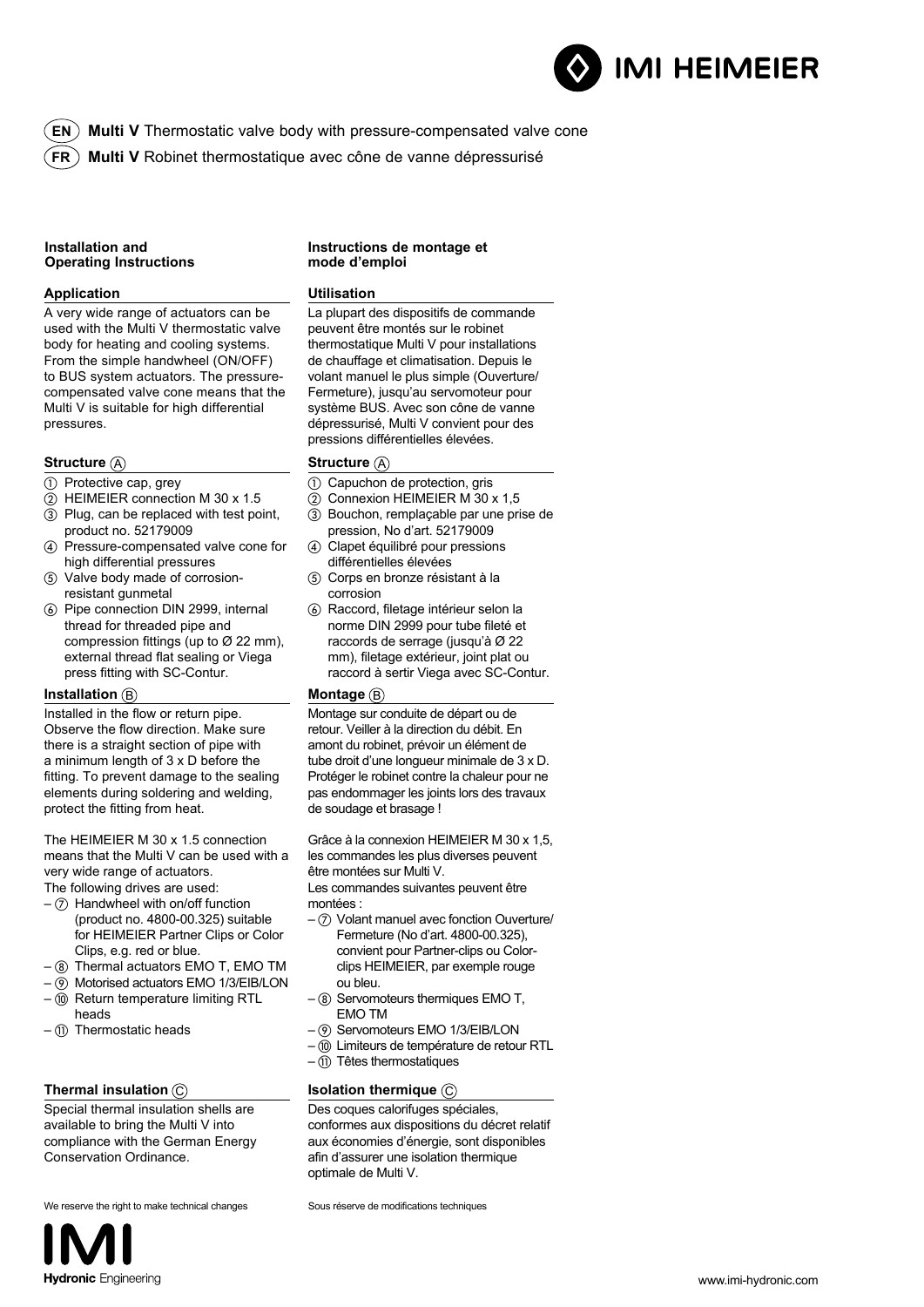**EN** **Multi V** Thermostatic valve body with pressure-compensated valve cone

**FR** **Multi V** Robinet thermostatique avec cône de vanne dépressurisé

## Installation and Operating Instructions

### Application

A very wide range of actuators can be used with the Multi V thermostatic valve body for heating and cooling systems. From the simple handwheel (ON/OFF) to BUS system actuators. The pressure-compensated valve cone means that the Multi V is suitable for high differential pressures.

### Structure Ⓐ

① Protective cap, grey
② HEIMEIER connection M 30 x 1.5
③ Plug, can be replaced with test point, product no. 52179009
④ Pressure-compensated valve cone for high differential pressures
⑤ Valve body made of corrosion-resistant gunmetal
⑥ Pipe connection DIN 2999, internal thread for threaded pipe and compression fittings (up to Ø 22 mm), external thread flat sealing or Viega press fitting with SC-Contur.

### Installation Ⓑ

Installed in the flow or return pipe. Observe the flow direction. Make sure there is a straight section of pipe with a minimum length of 3 x D before the fitting. To prevent damage to the sealing elements during soldering and welding, protect the fitting from heat.

The HEIMEIER M 30 x 1.5 connection means that the Multi V can be used with a very wide range of actuators.
The following drives are used:

- ⑦ Handwheel with on/off function (product no. 4800-00.325) suitable for HEIMEIER Partner Clips or Color Clips, e.g. red or blue.
- ⑧ Thermal actuators EMO T, EMO TM
- ⑨ Motorised actuators EMO 1/3/EIB/LON
- ⑩ Return temperature limiting RTL heads
- ⑪ Thermostatic heads

### Thermal insulation Ⓒ

Special thermal insulation shells are available to bring the Multi V into compliance with the German Energy Conservation Ordinance.

We reserve the right to make technical changes

## Instructions de montage et mode d'emploi

### Utilisation

La plupart des dispositifs de commande peuvent être montés sur le robinet thermostatique Multi V pour installations de chauffage et climatisation. Depuis le volant manuel le plus simple (Ouverture/Fermeture), jusqu'au servomoteur pour système BUS. Avec son cône de vanne dépressurisé, Multi V convient pour des pressions différentielles élevées.

### Structure Ⓐ

① Capuchon de protection, gris
② Connexion HEIMEIER M 30 x 1,5
③ Bouchon, remplaçable par une prise de pression, No d'art. 52179009
④ Clapet équilibré pour pressions différentielles élevées
⑤ Corps en bronze résistant à la corrosion
⑥ Raccord, filetage intérieur selon la norme DIN 2999 pour tube fileté et raccords de serrage (jusqu'à Ø 22 mm), filetage extérieur, joint plat ou raccord à sertir Viega avec SC-Contur.

### Montage Ⓑ

Montage sur conduite de départ ou de retour. Veiller à la direction du débit. En amont du robinet, prévoir un élément de tube droit d'une longueur minimale de 3 x D. Protéger le robinet contre la chaleur pour ne pas endommager les joints lors des travaux de soudage et brasage !

Grâce à la connexion HEIMEIER M 30 x 1,5, les commandes les plus diverses peuvent être montées sur Multi V.
Les commandes suivantes peuvent être montées :

- ⑦ Volant manuel avec fonction Ouverture/Fermeture (No d'art. 4800-00.325), convient pour Partner-clips ou Color-clips HEIMEIER, par exemple rouge ou bleu.
- ⑧ Servomoteurs thermiques EMO T, EMO TM
- ⑨ Servomoteurs EMO 1/3/EIB/LON
- ⑩ Limiteurs de température de retour RTL
- ⑪ Têtes thermostatiques

### Isolation thermique Ⓒ

Des coques calorifuges spéciales, conformes aux dispositions du décret relatif aux économies d'énergie, sont disponibles afin d'assurer une isolation thermique optimale de Multi V.

Sous réserve de modifications techniques